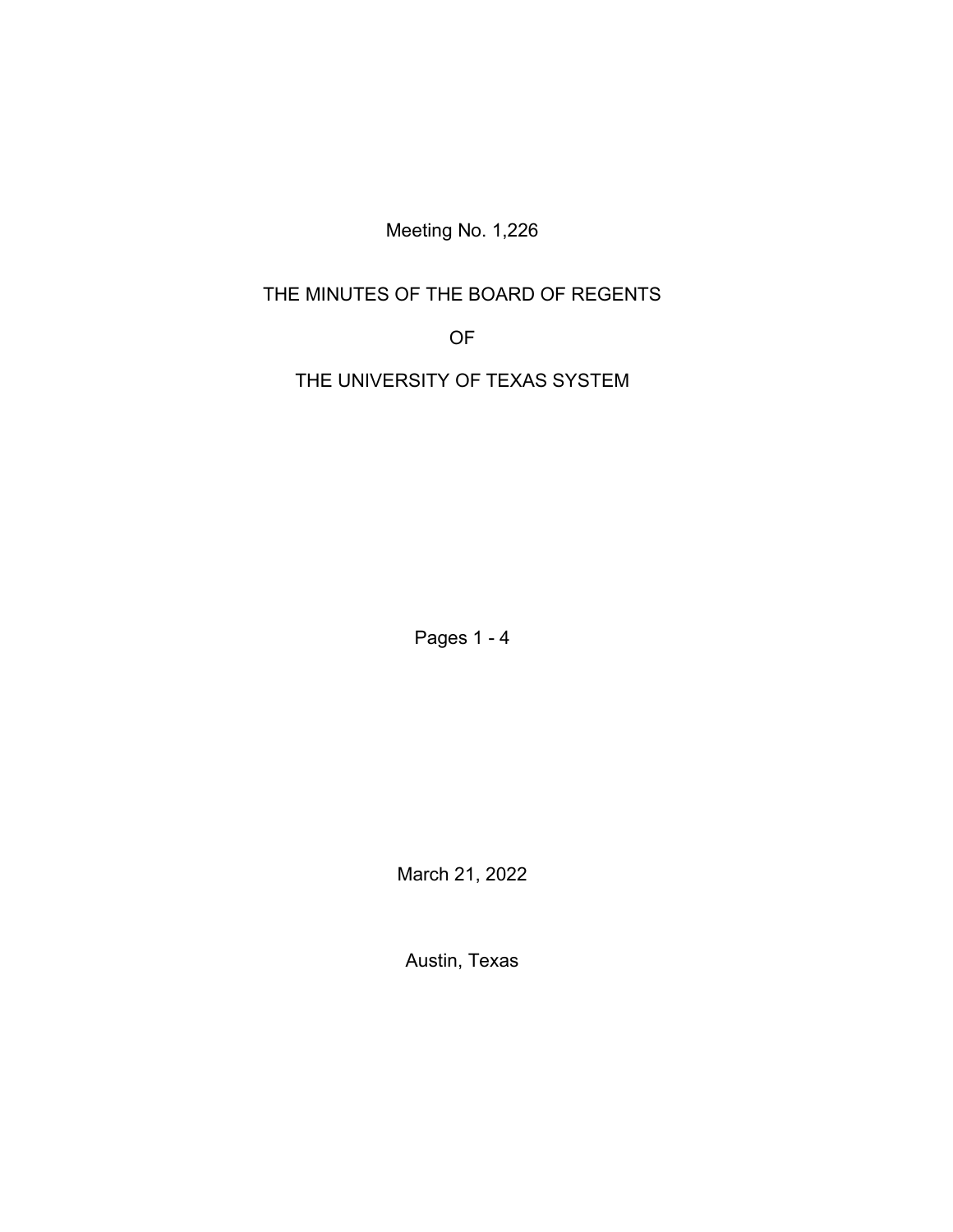Meeting No. 1,226

# THE MINUTES OF THE BOARD OF REGENTS

# OF

# THE UNIVERSITY OF TEXAS SYSTEM

Pages 1 - 4

March 21, 2022

Austin, Texas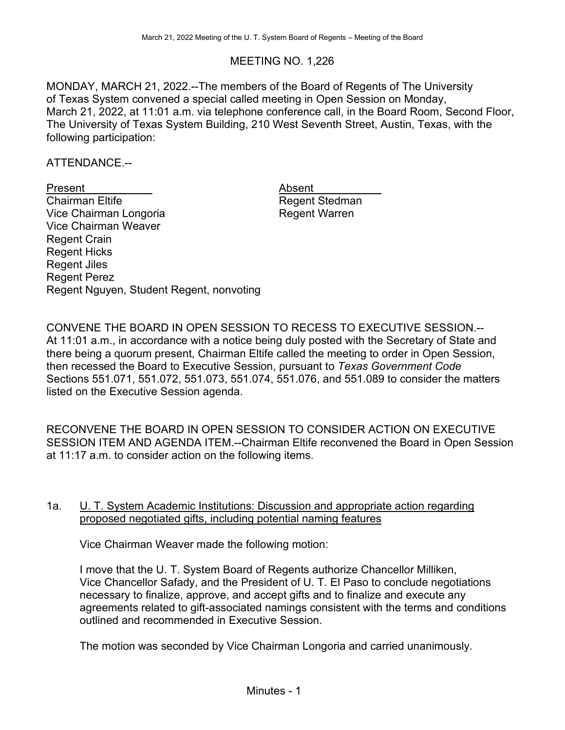# MEETING NO. 1,226

MONDAY, MARCH 21, 2022.--The members of the Board of Regents of The University of Texas System convened a special called meeting in Open Session on Monday, March 21, 2022, at 11:01 a.m. via telephone conference call, in the Board Room, Second Floor, The University of Texas System Building, 210 West Seventh Street, Austin, Texas, with the following participation:

ATTENDANCE.--

| Present | Absent |
| --- | --- |
| Chairman Eltife | Regent Stedman |
| Vice Chairman Longoria | Regent Warren |
| Vice Chairman Weaver | |
| Regent Crain | |
| Regent Hicks | |
| Regent Jiles | |
| Regent Perez | |
| Regent Nguyen, Student Regent, nonvoting | |

CONVENE THE BOARD IN OPEN SESSION TO RECESS TO EXECUTIVE SESSION.--At 11:01 a.m., in accordance with a notice being duly posted with the Secretary of State and there being a quorum present, Chairman Eltife called the meeting to order in Open Session, then recessed the Board to Executive Session, pursuant to *Texas Government Code* Sections 551.071, 551.072, 551.073, 551.074, 551.076, and 551.089 to consider the matters listed on the Executive Session agenda.

RECONVENE THE BOARD IN OPEN SESSION TO CONSIDER ACTION ON EXECUTIVE SESSION ITEM AND AGENDA ITEM.--Chairman Eltife reconvened the Board in Open Session at 11:17 a.m. to consider action on the following items.

1a. U. T. System Academic Institutions: Discussion and appropriate action regarding proposed negotiated gifts, including potential naming features

Vice Chairman Weaver made the following motion:

I move that the U. T. System Board of Regents authorize Chancellor Milliken, Vice Chancellor Safady, and the President of U. T. El Paso to conclude negotiations necessary to finalize, approve, and accept gifts and to finalize and execute any agreements related to gift-associated namings consistent with the terms and conditions outlined and recommended in Executive Session.

The motion was seconded by Vice Chairman Longoria and carried unanimously.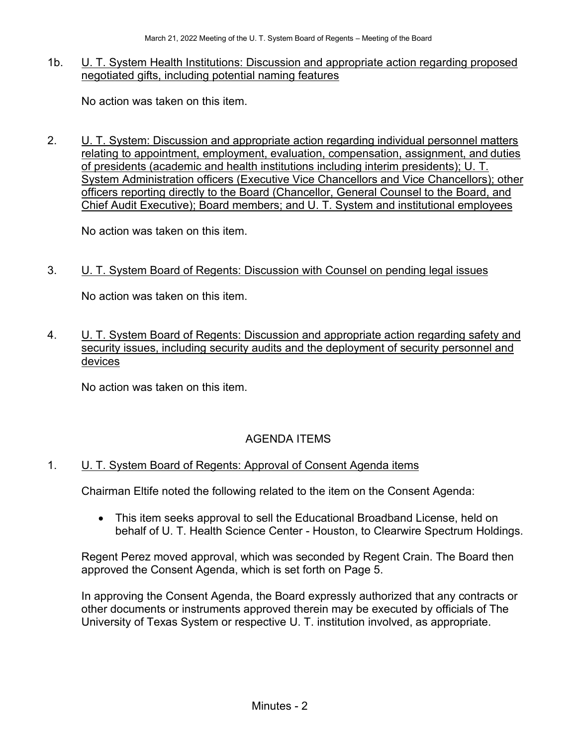1b. U. T. System Health Institutions: Discussion and appropriate action regarding proposed negotiated gifts, including potential naming features

No action was taken on this item.

2. U. T. System: Discussion and appropriate action regarding individual personnel matters relating to appointment, employment, evaluation, compensation, assignment, and duties of presidents (academic and health institutions including interim presidents); U. T. System Administration officers (Executive Vice Chancellors and Vice Chancellors); other officers reporting directly to the Board (Chancellor, General Counsel to the Board, and Chief Audit Executive); Board members; and U. T. System and institutional employees

No action was taken on this item.

3. U. T. System Board of Regents: Discussion with Counsel on pending legal issues

No action was taken on this item.

4. U. T. System Board of Regents: Discussion and appropriate action regarding safety and security issues, including security audits and the deployment of security personnel and devices

No action was taken on this item.

## AGENDA ITEMS

1. U. T. System Board of Regents: Approval of Consent Agenda items

Chairman Eltife noted the following related to the item on the Consent Agenda:

- This item seeks approval to sell the Educational Broadband License, held on behalf of U. T. Health Science Center - Houston, to Clearwire Spectrum Holdings.

Regent Perez moved approval, which was seconded by Regent Crain. The Board then approved the Consent Agenda, which is set forth on Page 5.

In approving the Consent Agenda, the Board expressly authorized that any contracts or other documents or instruments approved therein may be executed by officials of The University of Texas System or respective U. T. institution involved, as appropriate.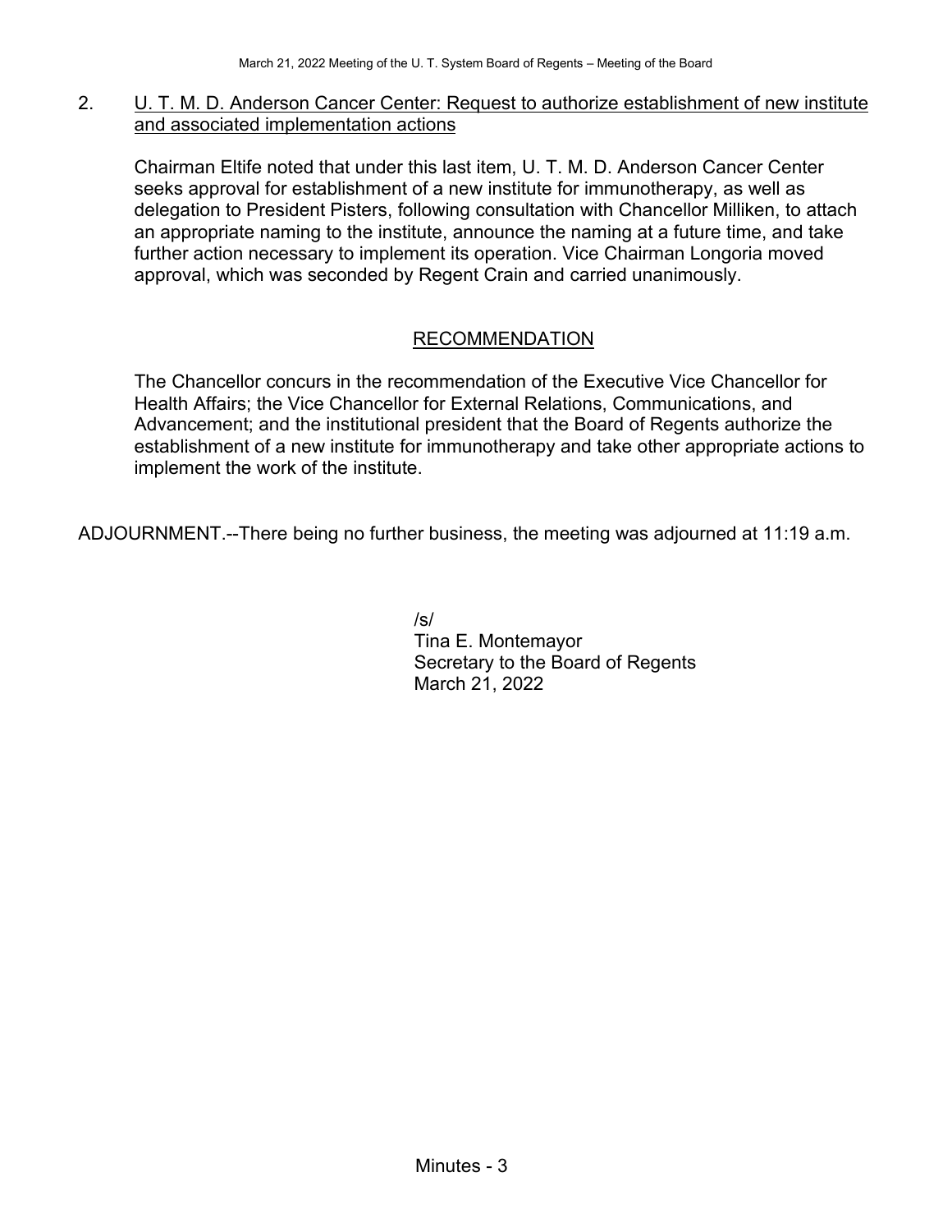2. U. T. M. D. Anderson Cancer Center: Request to authorize establishment of new institute and associated implementation actions

Chairman Eltife noted that under this last item, U. T. M. D. Anderson Cancer Center seeks approval for establishment of a new institute for immunotherapy, as well as delegation to President Pisters, following consultation with Chancellor Milliken, to attach an appropriate naming to the institute, announce the naming at a future time, and take further action necessary to implement its operation. Vice Chairman Longoria moved approval, which was seconded by Regent Crain and carried unanimously.

RECOMMENDATION

The Chancellor concurs in the recommendation of the Executive Vice Chancellor for Health Affairs; the Vice Chancellor for External Relations, Communications, and Advancement; and the institutional president that the Board of Regents authorize the establishment of a new institute for immunotherapy and take other appropriate actions to implement the work of the institute.

ADJOURNMENT.--There being no further business, the meeting was adjourned at 11:19 a.m.

/s/
Tina E. Montemayor
Secretary to the Board of Regents
March 21, 2022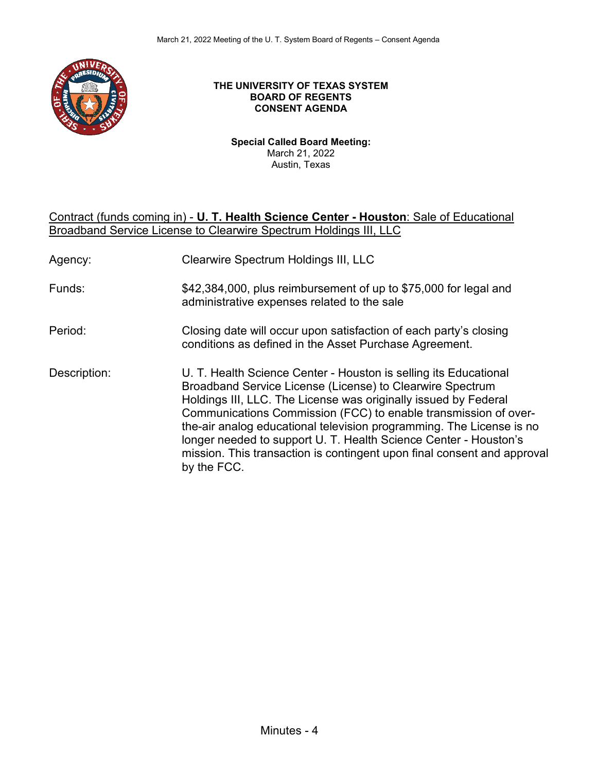**THE UNIVERSITY OF TEXAS SYSTEM**
**BOARD OF REGENTS**
**CONSENT AGENDA**

**Special Called Board Meeting:**
March 21, 2022
Austin, Texas

Contract (funds coming in) - **U. T. Health Science Center - Houston**: Sale of Educational Broadband Service License to Clearwire Spectrum Holdings III, LLC

| | |
|---|---|
| Agency: | Clearwire Spectrum Holdings III, LLC |
| Funds: | $42,384,000, plus reimbursement of up to $75,000 for legal and administrative expenses related to the sale |
| Period: | Closing date will occur upon satisfaction of each party's closing conditions as defined in the Asset Purchase Agreement. |
| Description: | U. T. Health Science Center - Houston is selling its Educational Broadband Service License (License) to Clearwire Spectrum Holdings III, LLC. The License was originally issued by Federal Communications Commission (FCC) to enable transmission of over-the-air analog educational television programming. The License is no longer needed to support U. T. Health Science Center - Houston's mission. This transaction is contingent upon final consent and approval by the FCC. |

Minutes - 4